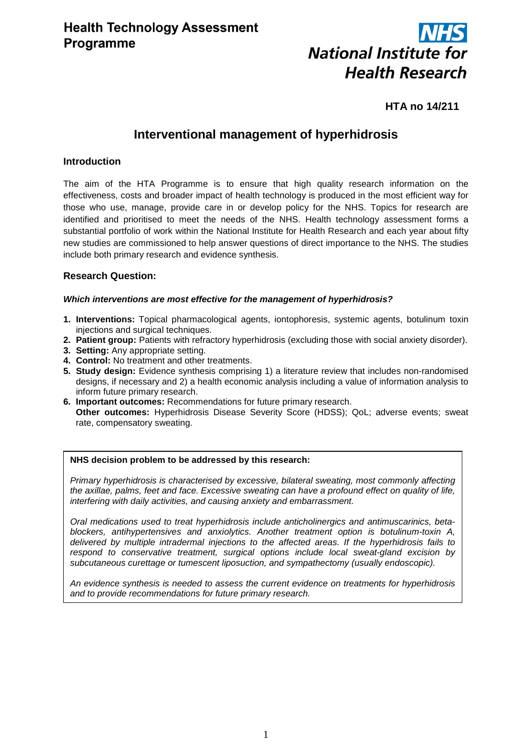**Health Technology Assessment Programme**

**NHS National Institute for Health Research**

**HTA no 14/211**

# Interventional management of hyperhidrosis

## Introduction

The aim of the HTA Programme is to ensure that high quality research information on the effectiveness, costs and broader impact of health technology is produced in the most efficient way for those who use, manage, provide care in or develop policy for the NHS. Topics for research are identified and prioritised to meet the needs of the NHS. Health technology assessment forms a substantial portfolio of work within the National Institute for Health Research and each year about fifty new studies are commissioned to help answer questions of direct importance to the NHS. The studies include both primary research and evidence synthesis.

## Research Question:

***Which interventions are most effective for the management of hyperhidrosis?***

1. **Interventions:** Topical pharmacological agents, iontophoresis, systemic agents, botulinum toxin injections and surgical techniques.
2. **Patient group:** Patients with refractory hyperhidrosis (excluding those with social anxiety disorder).
3. **Setting:** Any appropriate setting.
4. **Control:** No treatment and other treatments.
5. **Study design:** Evidence synthesis comprising 1) a literature review that includes non-randomised designs, if necessary and 2) a health economic analysis including a value of information analysis to inform future primary research.
6. **Important outcomes:** Recommendations for future primary research.
   **Other outcomes:** Hyperhidrosis Disease Severity Score (HDSS); QoL; adverse events; sweat rate, compensatory sweating.

**NHS decision problem to be addressed by this research:**

*Primary hyperhidrosis is characterised by excessive, bilateral sweating, most commonly affecting the axillae, palms, feet and face. Excessive sweating can have a profound effect on quality of life, interfering with daily activities, and causing anxiety and embarrassment.*

*Oral medications used to treat hyperhidrosis include anticholinergics and antimuscarinics, beta-blockers, antihypertensives and anxiolytics. Another treatment option is botulinum-toxin A, delivered by multiple intradermal injections to the affected areas. If the hyperhidrosis fails to respond to conservative treatment, surgical options include local sweat-gland excision by subcutaneous curettage or tumescent liposuction, and sympathectomy (usually endoscopic).*

*An evidence synthesis is needed to assess the current evidence on treatments for hyperhidrosis and to provide recommendations for future primary research.*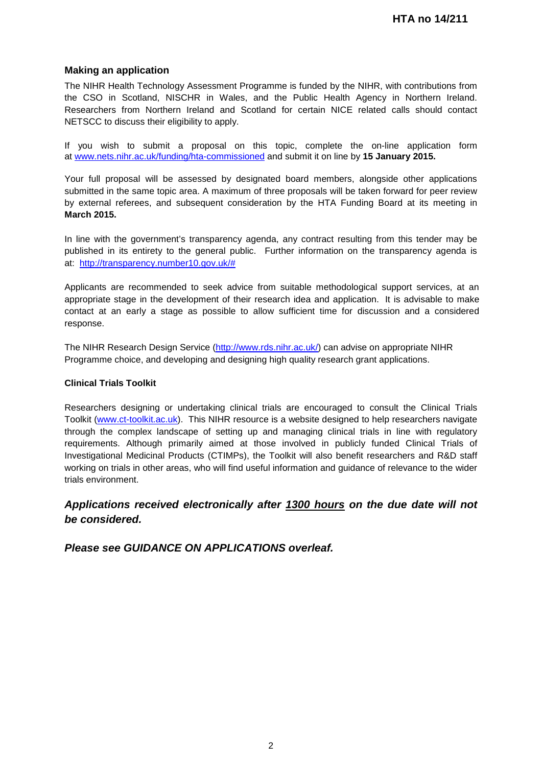## Making an application

The NIHR Health Technology Assessment Programme is funded by the NIHR, with contributions from the CSO in Scotland, NISCHR in Wales, and the Public Health Agency in Northern Ireland. Researchers from Northern Ireland and Scotland for certain NICE related calls should contact NETSCC to discuss their eligibility to apply.

If you wish to submit a proposal on this topic, complete the on-line application form at www.nets.nihr.ac.uk/funding/hta-commissioned and submit it on line by **15 January 2015.**

Your full proposal will be assessed by designated board members, alongside other applications submitted in the same topic area. A maximum of three proposals will be taken forward for peer review by external referees, and subsequent consideration by the HTA Funding Board at its meeting in **March 2015.**

In line with the government's transparency agenda, any contract resulting from this tender may be published in its entirety to the general public. Further information on the transparency agenda is at: http://transparency.number10.gov.uk/#

Applicants are recommended to seek advice from suitable methodological support services, at an appropriate stage in the development of their research idea and application. It is advisable to make contact at an early a stage as possible to allow sufficient time for discussion and a considered response.

The NIHR Research Design Service (http://www.rds.nihr.ac.uk/) can advise on appropriate NIHR Programme choice, and developing and designing high quality research grant applications.

### Clinical Trials Toolkit

Researchers designing or undertaking clinical trials are encouraged to consult the Clinical Trials Toolkit (www.ct-toolkit.ac.uk). This NIHR resource is a website designed to help researchers navigate through the complex landscape of setting up and managing clinical trials in line with regulatory requirements. Although primarily aimed at those involved in publicly funded Clinical Trials of Investigational Medicinal Products (CTIMPs), the Toolkit will also benefit researchers and R&D staff working on trials in other areas, who will find useful information and guidance of relevance to the wider trials environment.

***Applications received electronically after <u>1300 hours</u> on the due date will not be considered.***

***Please see GUIDANCE ON APPLICATIONS overleaf.***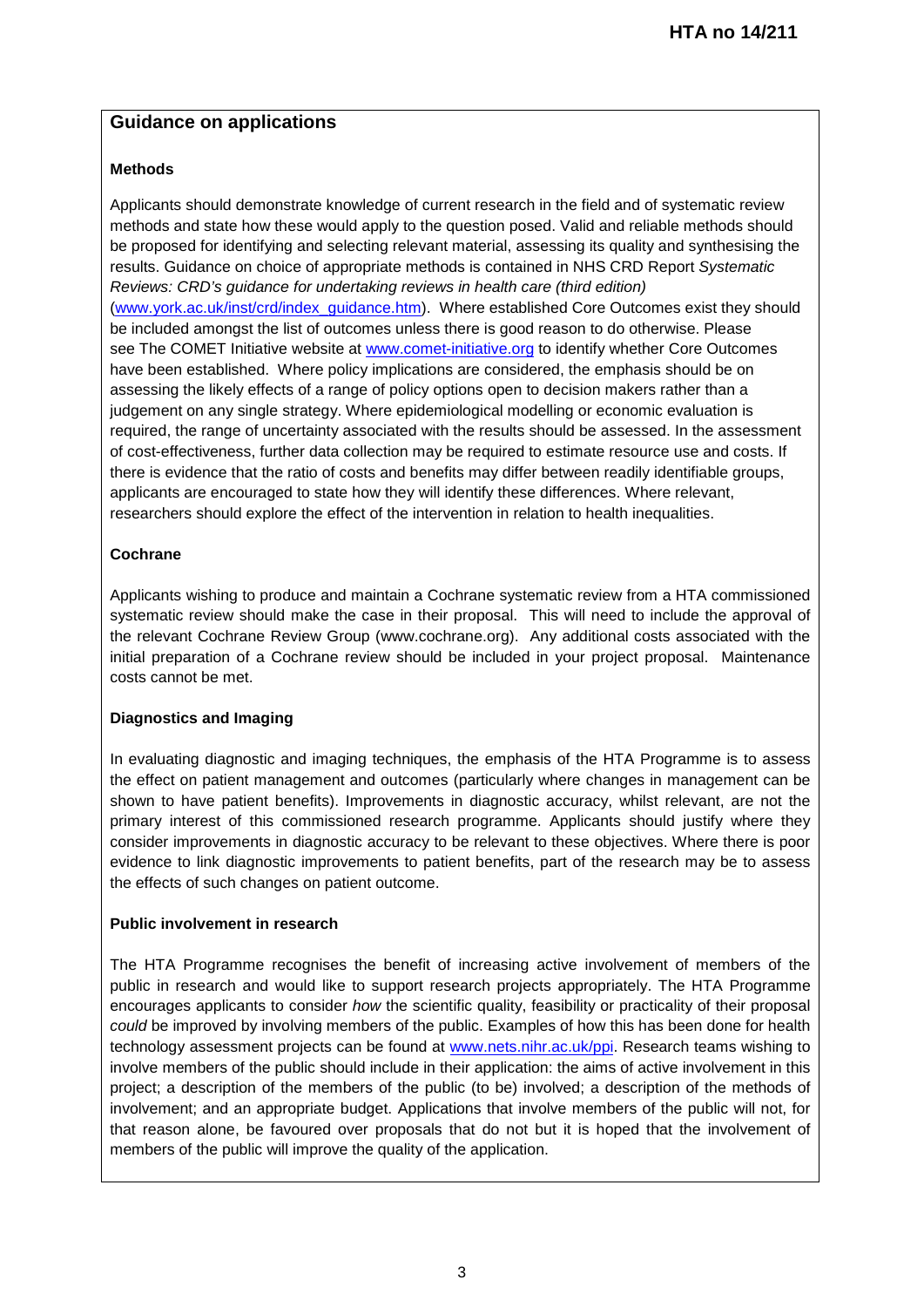## Guidance on applications

### Methods

Applicants should demonstrate knowledge of current research in the field and of systematic review methods and state how these would apply to the question posed. Valid and reliable methods should be proposed for identifying and selecting relevant material, assessing its quality and synthesising the results. Guidance on choice of appropriate methods is contained in NHS CRD Report *Systematic Reviews: CRD's guidance for undertaking reviews in health care (third edition)* (www.york.ac.uk/inst/crd/index_guidance.htm). Where established Core Outcomes exist they should be included amongst the list of outcomes unless there is good reason to do otherwise. Please see The COMET Initiative website at www.comet-initiative.org to identify whether Core Outcomes have been established. Where policy implications are considered, the emphasis should be on assessing the likely effects of a range of policy options open to decision makers rather than a judgement on any single strategy. Where epidemiological modelling or economic evaluation is required, the range of uncertainty associated with the results should be assessed. In the assessment of cost-effectiveness, further data collection may be required to estimate resource use and costs. If there is evidence that the ratio of costs and benefits may differ between readily identifiable groups, applicants are encouraged to state how they will identify these differences. Where relevant, researchers should explore the effect of the intervention in relation to health inequalities.

### Cochrane

Applicants wishing to produce and maintain a Cochrane systematic review from a HTA commissioned systematic review should make the case in their proposal. This will need to include the approval of the relevant Cochrane Review Group (www.cochrane.org). Any additional costs associated with the initial preparation of a Cochrane review should be included in your project proposal. Maintenance costs cannot be met.

### Diagnostics and Imaging

In evaluating diagnostic and imaging techniques, the emphasis of the HTA Programme is to assess the effect on patient management and outcomes (particularly where changes in management can be shown to have patient benefits). Improvements in diagnostic accuracy, whilst relevant, are not the primary interest of this commissioned research programme. Applicants should justify where they consider improvements in diagnostic accuracy to be relevant to these objectives. Where there is poor evidence to link diagnostic improvements to patient benefits, part of the research may be to assess the effects of such changes on patient outcome.

### Public involvement in research

The HTA Programme recognises the benefit of increasing active involvement of members of the public in research and would like to support research projects appropriately. The HTA Programme encourages applicants to consider *how* the scientific quality, feasibility or practicality of their proposal *could* be improved by involving members of the public. Examples of how this has been done for health technology assessment projects can be found at www.nets.nihr.ac.uk/ppi. Research teams wishing to involve members of the public should include in their application: the aims of active involvement in this project; a description of the members of the public (to be) involved; a description of the methods of involvement; and an appropriate budget. Applications that involve members of the public will not, for that reason alone, be favoured over proposals that do not but it is hoped that the involvement of members of the public will improve the quality of the application.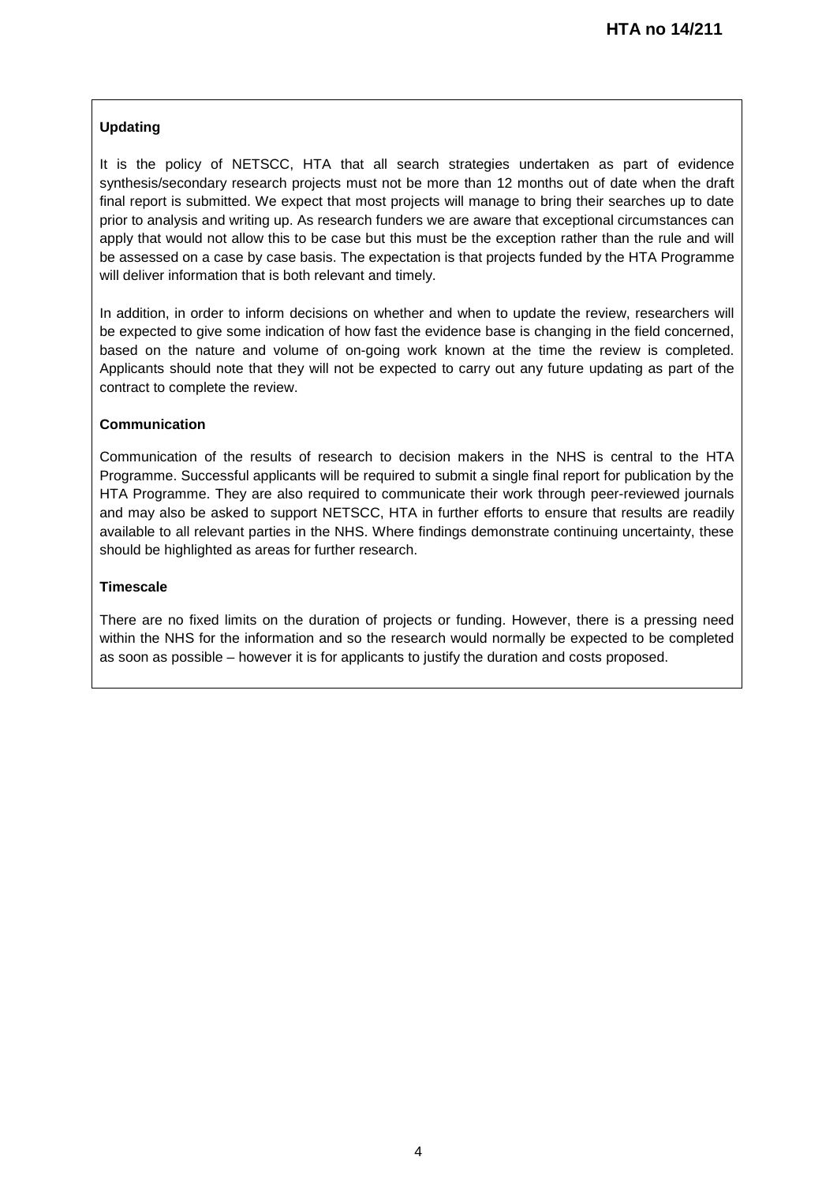**Updating**

It is the policy of NETSCC, HTA that all search strategies undertaken as part of evidence synthesis/secondary research projects must not be more than 12 months out of date when the draft final report is submitted. We expect that most projects will manage to bring their searches up to date prior to analysis and writing up. As research funders we are aware that exceptional circumstances can apply that would not allow this to be case but this must be the exception rather than the rule and will be assessed on a case by case basis. The expectation is that projects funded by the HTA Programme will deliver information that is both relevant and timely.

In addition, in order to inform decisions on whether and when to update the review, researchers will be expected to give some indication of how fast the evidence base is changing in the field concerned, based on the nature and volume of on-going work known at the time the review is completed. Applicants should note that they will not be expected to carry out any future updating as part of the contract to complete the review.

**Communication**

Communication of the results of research to decision makers in the NHS is central to the HTA Programme. Successful applicants will be required to submit a single final report for publication by the HTA Programme. They are also required to communicate their work through peer-reviewed journals and may also be asked to support NETSCC, HTA in further efforts to ensure that results are readily available to all relevant parties in the NHS. Where findings demonstrate continuing uncertainty, these should be highlighted as areas for further research.

**Timescale**

There are no fixed limits on the duration of projects or funding. However, there is a pressing need within the NHS for the information and so the research would normally be expected to be completed as soon as possible – however it is for applicants to justify the duration and costs proposed.